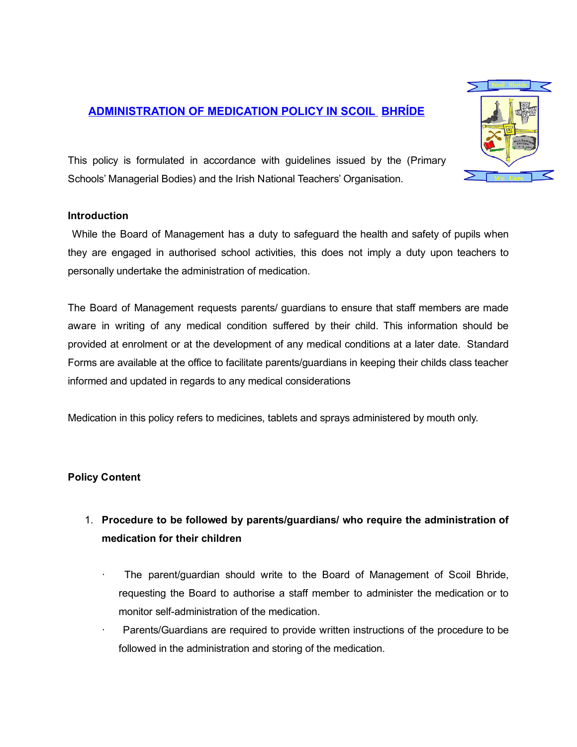# ADMINISTRATION OF MEDICATION POLICY IN SCOIL BHRÍDE

This policy is formulated in accordance with guidelines issued by the (Primary Schools' Managerial Bodies) and the Irish National Teachers' Organisation.

**Introduction**

While the Board of Management has a duty to safeguard the health and safety of pupils when they are engaged in authorised school activities, this does not imply a duty upon teachers to personally undertake the administration of medication.

The Board of Management requests parents/ guardians to ensure that staff members are made aware in writing of any medical condition suffered by their child. This information should be provided at enrolment or at the development of any medical conditions at a later date. Standard Forms are available at the office to facilitate parents/guardians in keeping their childs class teacher informed and updated in regards to any medical considerations

Medication in this policy refers to medicines, tablets and sprays administered by mouth only.

**Policy Content**

1. **Procedure to be followed by parents/guardians/ who require the administration of medication for their children**

   - The parent/guardian should write to the Board of Management of Scoil Bhride, requesting the Board to authorise a staff member to administer the medication or to monitor self-administration of the medication.
   - Parents/Guardians are required to provide written instructions of the procedure to be followed in the administration and storing of the medication.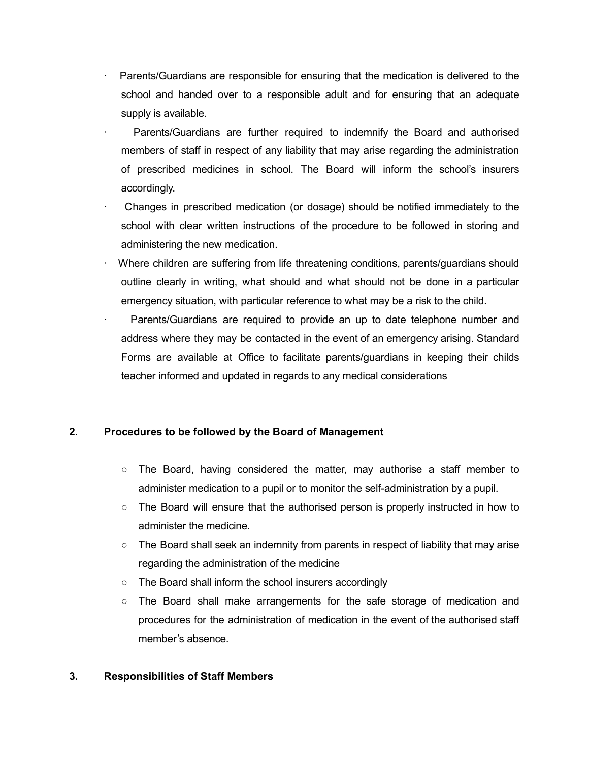- Parents/Guardians are responsible for ensuring that the medication is delivered to the school and handed over to a responsible adult and for ensuring that an adequate supply is available.
- Parents/Guardians are further required to indemnify the Board and authorised members of staff in respect of any liability that may arise regarding the administration of prescribed medicines in school. The Board will inform the school's insurers accordingly.
- Changes in prescribed medication (or dosage) should be notified immediately to the school with clear written instructions of the procedure to be followed in storing and administering the new medication.
- Where children are suffering from life threatening conditions, parents/guardians should outline clearly in writing, what should and what should not be done in a particular emergency situation, with particular reference to what may be a risk to the child.
- Parents/Guardians are required to provide an up to date telephone number and address where they may be contacted in the event of an emergency arising. Standard Forms are available at Office to facilitate parents/guardians in keeping their childs teacher informed and updated in regards to any medical considerations

## 2. Procedures to be followed by the Board of Management

- The Board, having considered the matter, may authorise a staff member to administer medication to a pupil or to monitor the self-administration by a pupil.
- The Board will ensure that the authorised person is properly instructed in how to administer the medicine.
- The Board shall seek an indemnity from parents in respect of liability that may arise regarding the administration of the medicine
- The Board shall inform the school insurers accordingly
- The Board shall make arrangements for the safe storage of medication and procedures for the administration of medication in the event of the authorised staff member's absence.

## 3. Responsibilities of Staff Members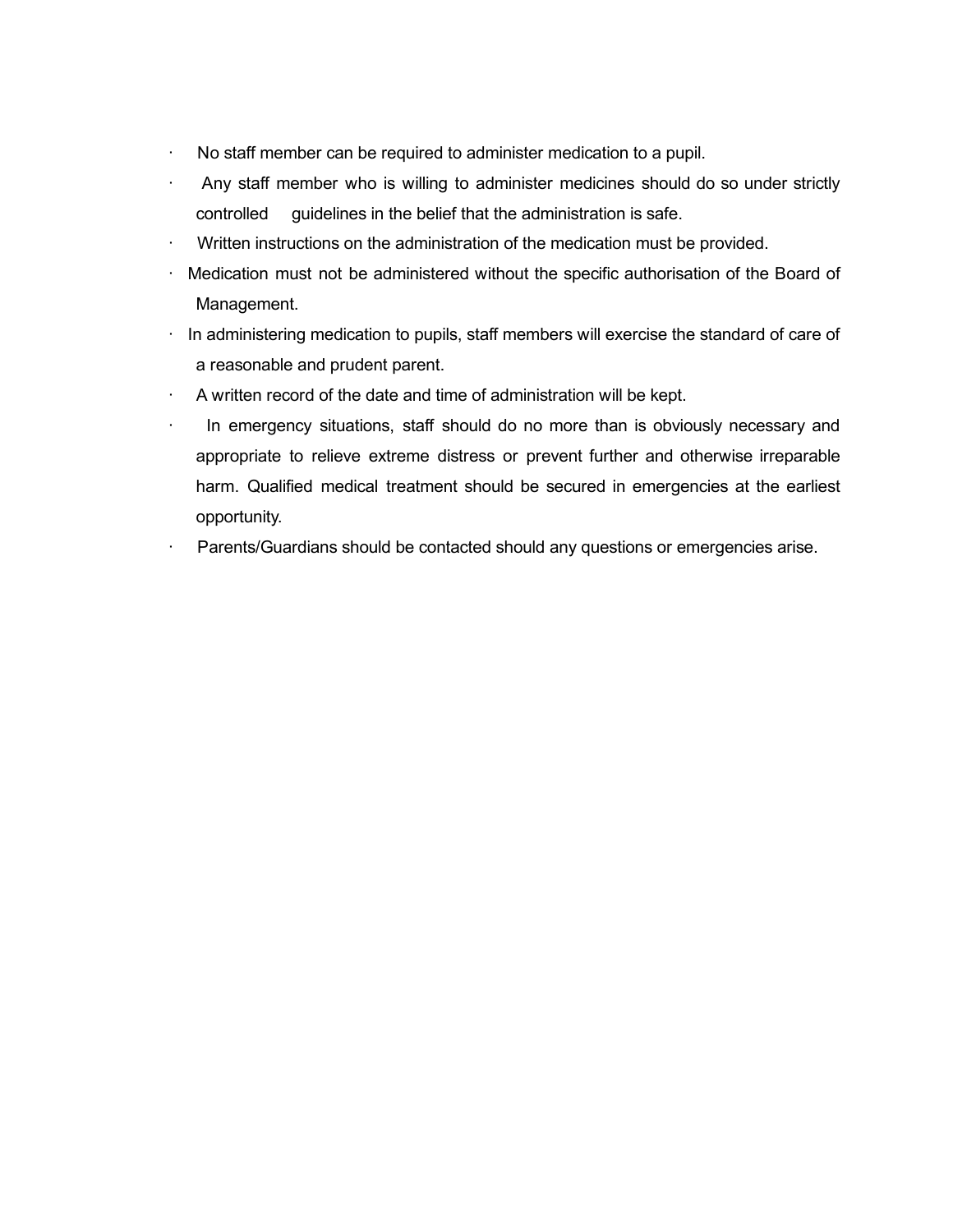- No staff member can be required to administer medication to a pupil.
- Any staff member who is willing to administer medicines should do so under strictly controlled guidelines in the belief that the administration is safe.
- Written instructions on the administration of the medication must be provided.
- Medication must not be administered without the specific authorisation of the Board of Management.
- In administering medication to pupils, staff members will exercise the standard of care of a reasonable and prudent parent.
- A written record of the date and time of administration will be kept.
- In emergency situations, staff should do no more than is obviously necessary and appropriate to relieve extreme distress or prevent further and otherwise irreparable harm. Qualified medical treatment should be secured in emergencies at the earliest opportunity.
- Parents/Guardians should be contacted should any questions or emergencies arise.